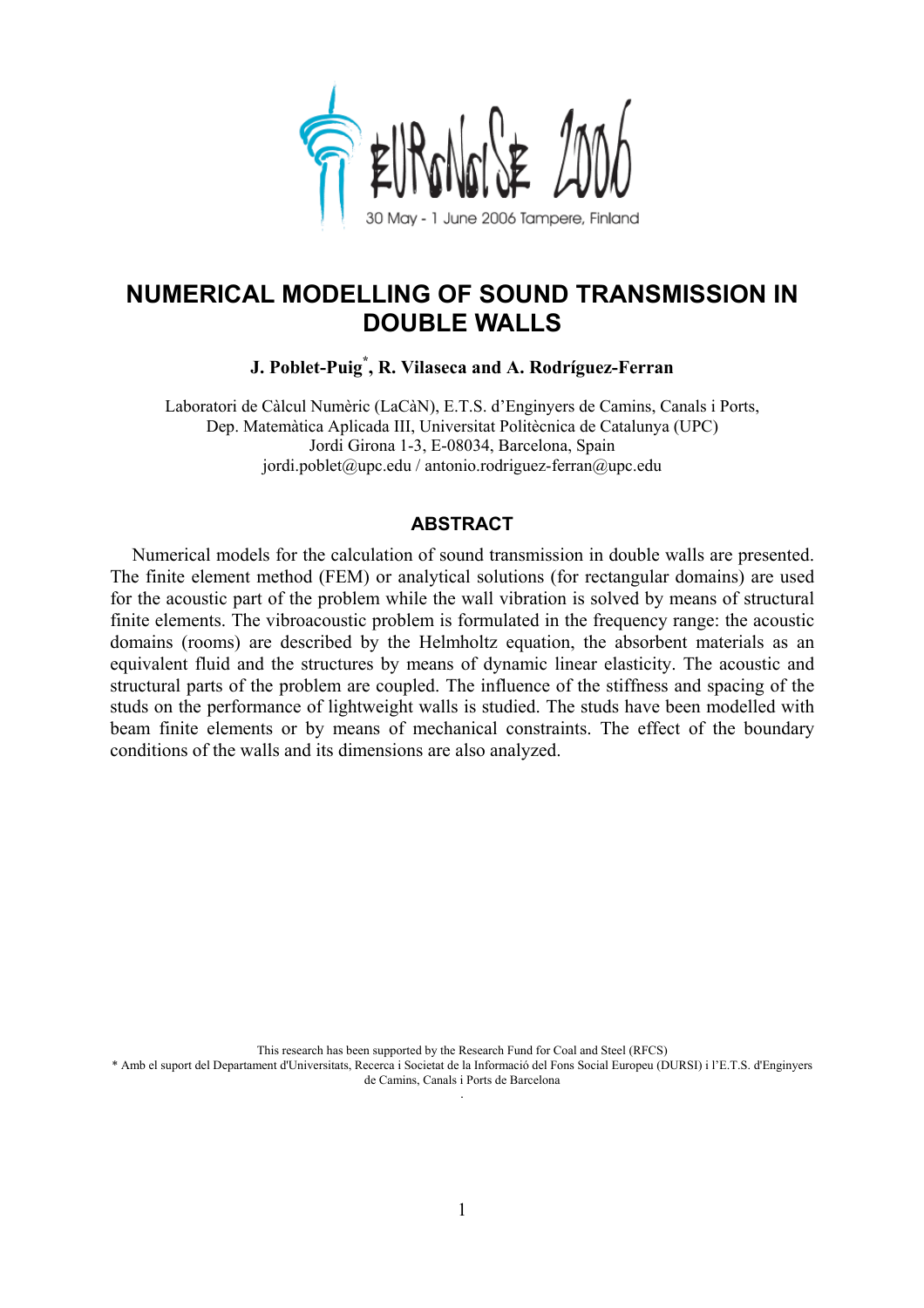# NUMERICAL MODELLING OF SOUND TRANSMISSION IN DOUBLE WALLS

**J. Poblet-Puig*, R. Vilaseca and A. Rodríguez-Ferran**

Laboratori de Càlcul Numèric (LaCàN), E.T.S. d'Enginyers de Camins, Canals i Ports,
Dep. Matemàtica Aplicada III, Universitat Politècnica de Catalunya (UPC)
Jordi Girona 1-3, E-08034, Barcelona, Spain
jordi.poblet@upc.edu / antonio.rodriguez-ferran@upc.edu

## ABSTRACT

Numerical models for the calculation of sound transmission in double walls are presented. The finite element method (FEM) or analytical solutions (for rectangular domains) are used for the acoustic part of the problem while the wall vibration is solved by means of structural finite elements. The vibroacoustic problem is formulated in the frequency range: the acoustic domains (rooms) are described by the Helmholtz equation, the absorbent materials as an equivalent fluid and the structures by means of dynamic linear elasticity. The acoustic and structural parts of the problem are coupled. The influence of the stiffness and spacing of the studs on the performance of lightweight walls is studied. The studs have been modelled with beam finite elements or by means of mechanical constraints. The effect of the boundary conditions of the walls and its dimensions are also analyzed.

This research has been supported by the Research Fund for Coal and Steel (RFCS)

\* Amb el suport del Departament d'Universitats, Recerca i Societat de la Informació del Fons Social Europeu (DURSI) i l'E.T.S. d'Enginyers de Camins, Canals i Ports de Barcelona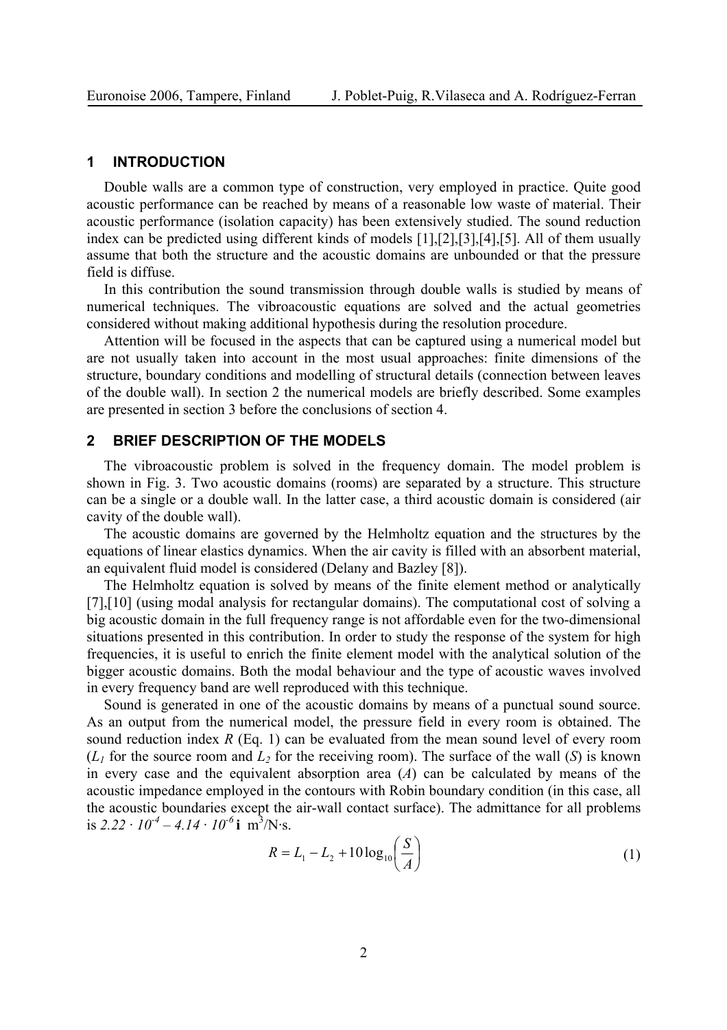## 1 INTRODUCTION

Double walls are a common type of construction, very employed in practice. Quite good acoustic performance can be reached by means of a reasonable low waste of material. Their acoustic performance (isolation capacity) has been extensively studied. The sound reduction index can be predicted using different kinds of models [1],[2],[3],[4],[5]. All of them usually assume that both the structure and the acoustic domains are unbounded or that the pressure field is diffuse.

In this contribution the sound transmission through double walls is studied by means of numerical techniques. The vibroacoustic equations are solved and the actual geometries considered without making additional hypothesis during the resolution procedure.

Attention will be focused in the aspects that can be captured using a numerical model but are not usually taken into account in the most usual approaches: finite dimensions of the structure, boundary conditions and modelling of structural details (connection between leaves of the double wall). In section 2 the numerical models are briefly described. Some examples are presented in section 3 before the conclusions of section 4.

## 2 BRIEF DESCRIPTION OF THE MODELS

The vibroacoustic problem is solved in the frequency domain. The model problem is shown in Fig. 3. Two acoustic domains (rooms) are separated by a structure. This structure can be a single or a double wall. In the latter case, a third acoustic domain is considered (air cavity of the double wall).

The acoustic domains are governed by the Helmholtz equation and the structures by the equations of linear elastics dynamics. When the air cavity is filled with an absorbent material, an equivalent fluid model is considered (Delany and Bazley [8]).

The Helmholtz equation is solved by means of the finite element method or analytically [7],[10] (using modal analysis for rectangular domains). The computational cost of solving a big acoustic domain in the full frequency range is not affordable even for the two-dimensional situations presented in this contribution. In order to study the response of the system for high frequencies, it is useful to enrich the finite element model with the analytical solution of the bigger acoustic domains. Both the modal behaviour and the type of acoustic waves involved in every frequency band are well reproduced with this technique.

Sound is generated in one of the acoustic domains by means of a punctual sound source. As an output from the numerical model, the pressure field in every room is obtained. The sound reduction index $R$ (Eq. 1) can be evaluated from the mean sound level of every room ($L_1$ for the source room and $L_2$ for the receiving room). The surface of the wall ($S$) is known in every case and the equivalent absorption area ($A$) can be calculated by means of the acoustic impedance employed in the contours with Robin boundary condition (in this case, all the acoustic boundaries except the air-wall contact surface). The admittance for all problems is $2.22 \cdot 10^{-4} - 4.14 \cdot 10^{-6}\,\mathbf{i}$ m$^3$/N·s.

$$R = L_1 - L_2 + 10\log_{10}\left(\frac{S}{A}\right) \tag{1}$$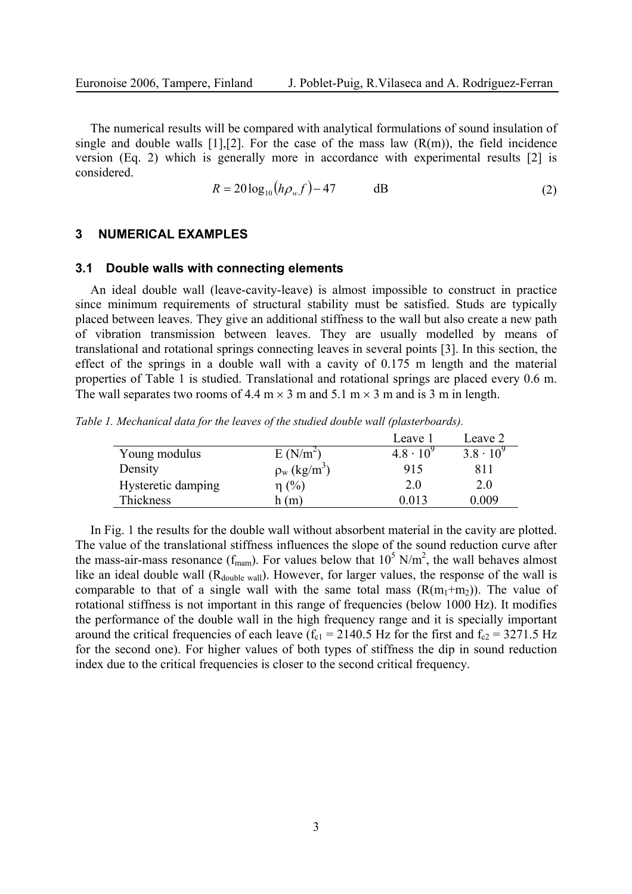The numerical results will be compared with analytical formulations of sound insulation of single and double walls [1],[2]. For the case of the mass law (R(m)), the field incidence version (Eq. 2) which is generally more in accordance with experimental results [2] is considered.

$$R = 20\log_{10}\left(h\rho_w f\right) - 47 \qquad \text{dB} \tag{2}$$

## 3 NUMERICAL EXAMPLES

### 3.1 Double walls with connecting elements

An ideal double wall (leave-cavity-leave) is almost impossible to construct in practice since minimum requirements of structural stability must be satisfied. Studs are typically placed between leaves. They give an additional stiffness to the wall but also create a new path of vibration transmission between leaves. They are usually modelled by means of translational and rotational springs connecting leaves in several points [3]. In this section, the effect of the springs in a double wall with a cavity of 0.175 m length and the material properties of Table 1 is studied. Translational and rotational springs are placed every 0.6 m. The wall separates two rooms of 4.4 m × 3 m and 5.1 m × 3 m and is 3 m in length.

*Table 1. Mechanical data for the leaves of the studied double wall (plasterboards).*

| | | Leave 1 | Leave 2 |
|---|---|---|---|
| Young modulus | E (N/m$^2$) | $4.8 \cdot 10^9$ | $3.8 \cdot 10^9$ |
| Density | $\rho_w$ (kg/m$^3$) | 915 | 811 |
| Hysteretic damping | $\eta$ (%) | 2.0 | 2.0 |
| Thickness | h (m) | 0.013 | 0.009 |

In Fig. 1 the results for the double wall without absorbent material in the cavity are plotted. The value of the translational stiffness influences the slope of the sound reduction curve after the mass-air-mass resonance ($f_{mam}$). For values below that $10^5$ N/m$^2$, the wall behaves almost like an ideal double wall ($R_{double\ wall}$). However, for larger values, the response of the wall is comparable to that of a single wall with the same total mass ($R(m_1+m_2)$). The value of rotational stiffness is not important in this range of frequencies (below 1000 Hz). It modifies the performance of the double wall in the high frequency range and it is specially important around the critical frequencies of each leave ($f_{c1}$ = 2140.5 Hz for the first and $f_{c2}$ = 3271.5 Hz for the second one). For higher values of both types of stiffness the dip in sound reduction index due to the critical frequencies is closer to the second critical frequency.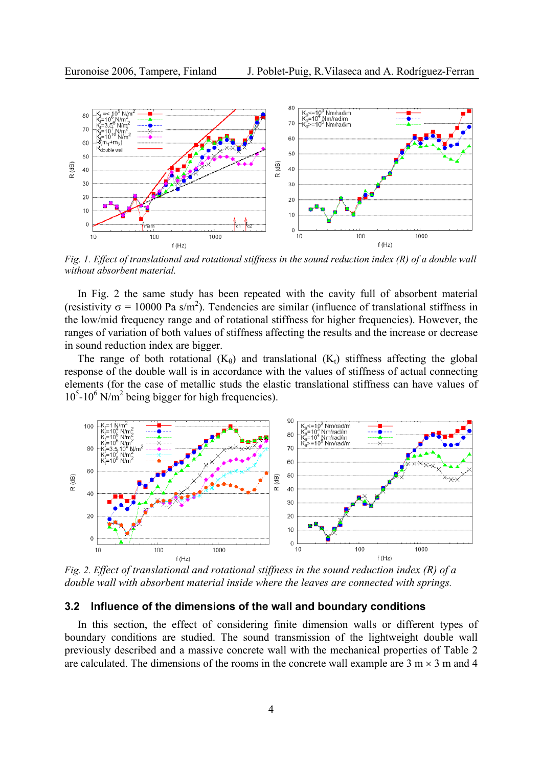*Fig. 1. Effect of translational and rotational stiffness in the sound reduction index (R) of a double wall without absorbent material.*

In Fig. 2 the same study has been repeated with the cavity full of absorbent material (resistivity $\sigma$ = 10000 Pa s/m$^2$). Tendencies are similar (influence of translational stiffness in the low/mid frequency range and of rotational stiffness for higher frequencies). However, the ranges of variation of both values of stiffness affecting the results and the increase or decrease in sound reduction index are bigger.

The range of both rotational ($K_\theta$) and translational ($K_t$) stiffness affecting the global response of the double wall is in accordance with the values of stiffness of actual connecting elements (for the case of metallic studs the elastic translational stiffness can have values of $10^5$-$10^6$ N/m$^2$ being bigger for high frequencies).

*Fig. 2. Effect of translational and rotational stiffness in the sound reduction index (R) of a double wall with absorbent material inside where the leaves are connected with springs.*

### 3.2 Influence of the dimensions of the wall and boundary conditions

In this section, the effect of considering finite dimension walls or different types of boundary conditions are studied. The sound transmission of the lightweight double wall previously described and a massive concrete wall with the mechanical properties of Table 2 are calculated. The dimensions of the rooms in the concrete wall example are 3 m $\times$ 3 m and 4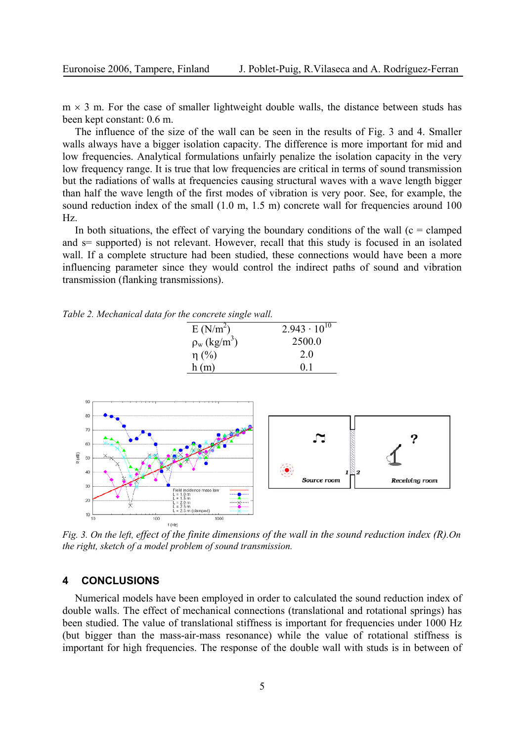m × 3 m. For the case of smaller lightweight double walls, the distance between studs has been kept constant: 0.6 m.

The influence of the size of the wall can be seen in the results of Fig. 3 and 4. Smaller walls always have a bigger isolation capacity. The difference is more important for mid and low frequencies. Analytical formulations unfairly penalize the isolation capacity in the very low frequency range. It is true that low frequencies are critical in terms of sound transmission but the radiations of walls at frequencies causing structural waves with a wave length bigger than half the wave length of the first modes of vibration is very poor. See, for example, the sound reduction index of the small (1.0 m, 1.5 m) concrete wall for frequencies around 100 Hz.

In both situations, the effect of varying the boundary conditions of the wall (c = clamped and s= supported) is not relevant. However, recall that this study is focused in an isolated wall. If a complete structure had been studied, these connections would have been a more influencing parameter since they would control the indirect paths of sound and vibration transmission (flanking transmissions).

*Table 2. Mechanical data for the concrete single wall.*

| | |
|---|---|
| E (N/m$^2$) | $2.943 \cdot 10^{10}$ |
| $\rho_w$ (kg/m$^3$) | 2500.0 |
| $\eta$ (%) | 2.0 |
| h (m) | 0.1 |

*Fig. 3. On the left, effect of the finite dimensions of the wall in the sound reduction index (R).On the right, sketch of a model problem of sound transmission.*

## 4 CONCLUSIONS

Numerical models have been employed in order to calculated the sound reduction index of double walls. The effect of mechanical connections (translational and rotational springs) has been studied. The value of translational stiffness is important for frequencies under 1000 Hz (but bigger than the mass-air-mass resonance) while the value of rotational stiffness is important for high frequencies. The response of the double wall with studs is in between of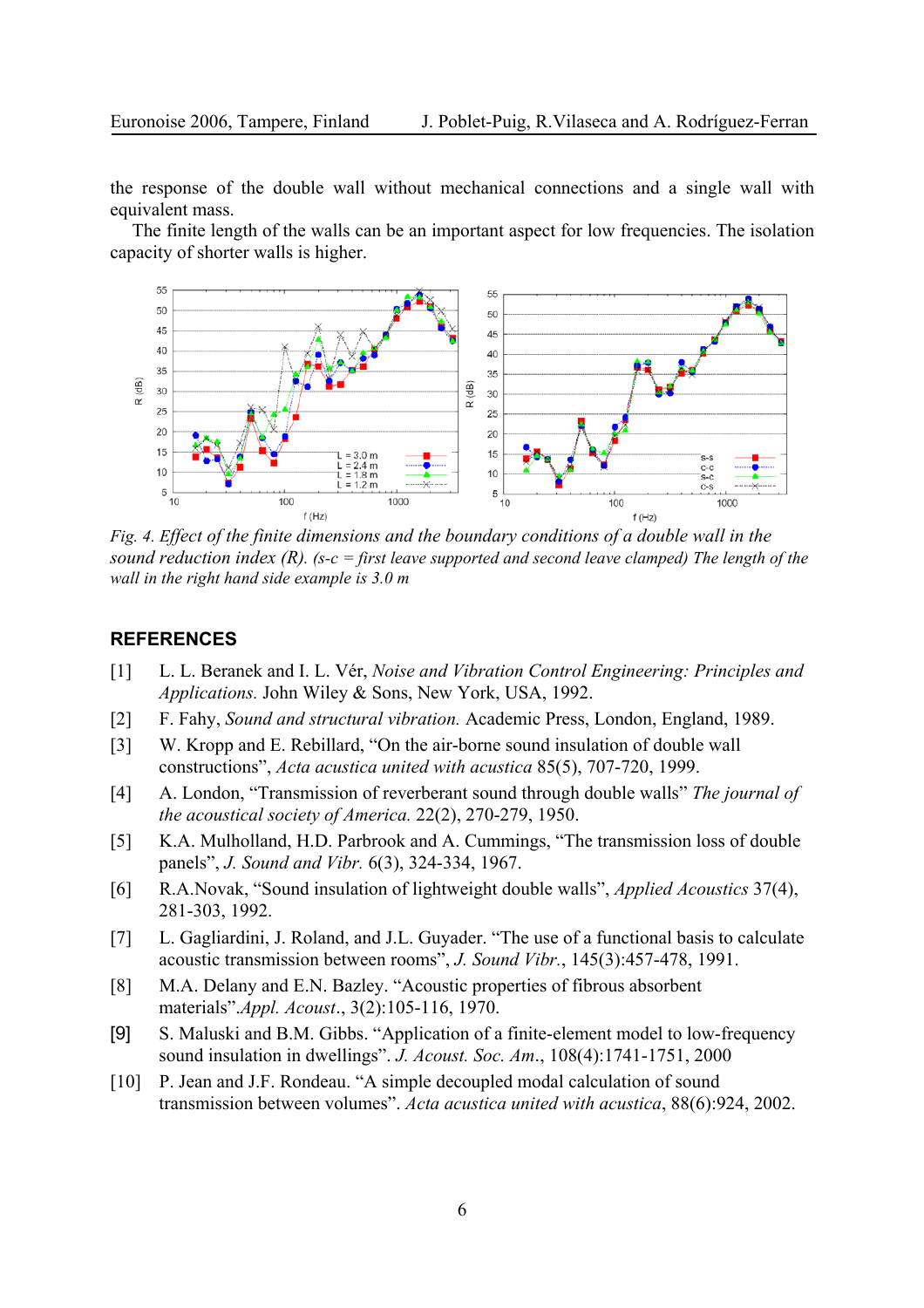the response of the double wall without mechanical connections and a single wall with equivalent mass.

The finite length of the walls can be an important aspect for low frequencies. The isolation capacity of shorter walls is higher.

R (dB)
55
50
45
40
35
30
25
20
15
10
5
10
100
1000
f (Hz)
L = 3.0 m
L = 2.4 m
L = 1.8 m
L = 1.2 m

R (dB)
55
50
45
40
35
30
25
20
15
10
5
10
100
1000
f (Hz)
s-s
c-c
s-c
c-s

*Fig. 4. Effect of the finite dimensions and the boundary conditions of a double wall in the sound reduction index (R). (s-c = first leave supported and second leave clamped) The length of the wall in the right hand side example is 3.0 m*

## REFERENCES

[1] L. L. Beranek and I. L. Vér, *Noise and Vibration Control Engineering: Principles and Applications.* John Wiley & Sons, New York, USA, 1992.

[2] F. Fahy, *Sound and structural vibration.* Academic Press, London, England, 1989.

[3] W. Kropp and E. Rebillard, "On the air-borne sound insulation of double wall constructions", *Acta acustica united with acustica* 85(5), 707-720, 1999.

[4] A. London, "Transmission of reverberant sound through double walls" *The journal of the acoustical society of America.* 22(2), 270-279, 1950.

[5] K.A. Mulholland, H.D. Parbrook and A. Cummings, "The transmission loss of double panels", *J. Sound and Vibr.* 6(3), 324-334, 1967.

[6] R.A.Novak, "Sound insulation of lightweight double walls", *Applied Acoustics* 37(4), 281-303, 1992.

[7] L. Gagliardini, J. Roland, and J.L. Guyader. "The use of a functional basis to calculate acoustic transmission between rooms", *J. Sound Vibr.*, 145(3):457-478, 1991.

[8] M.A. Delany and E.N. Bazley. "Acoustic properties of fibrous absorbent materials".*Appl. Acoust*., 3(2):105-116, 1970.

[9] S. Maluski and B.M. Gibbs. "Application of a finite-element model to low-frequency sound insulation in dwellings". *J. Acoust. Soc. Am*., 108(4):1741-1751, 2000

[10] P. Jean and J.F. Rondeau. "A simple decoupled modal calculation of sound transmission between volumes". *Acta acustica united with acustica*, 88(6):924, 2002.